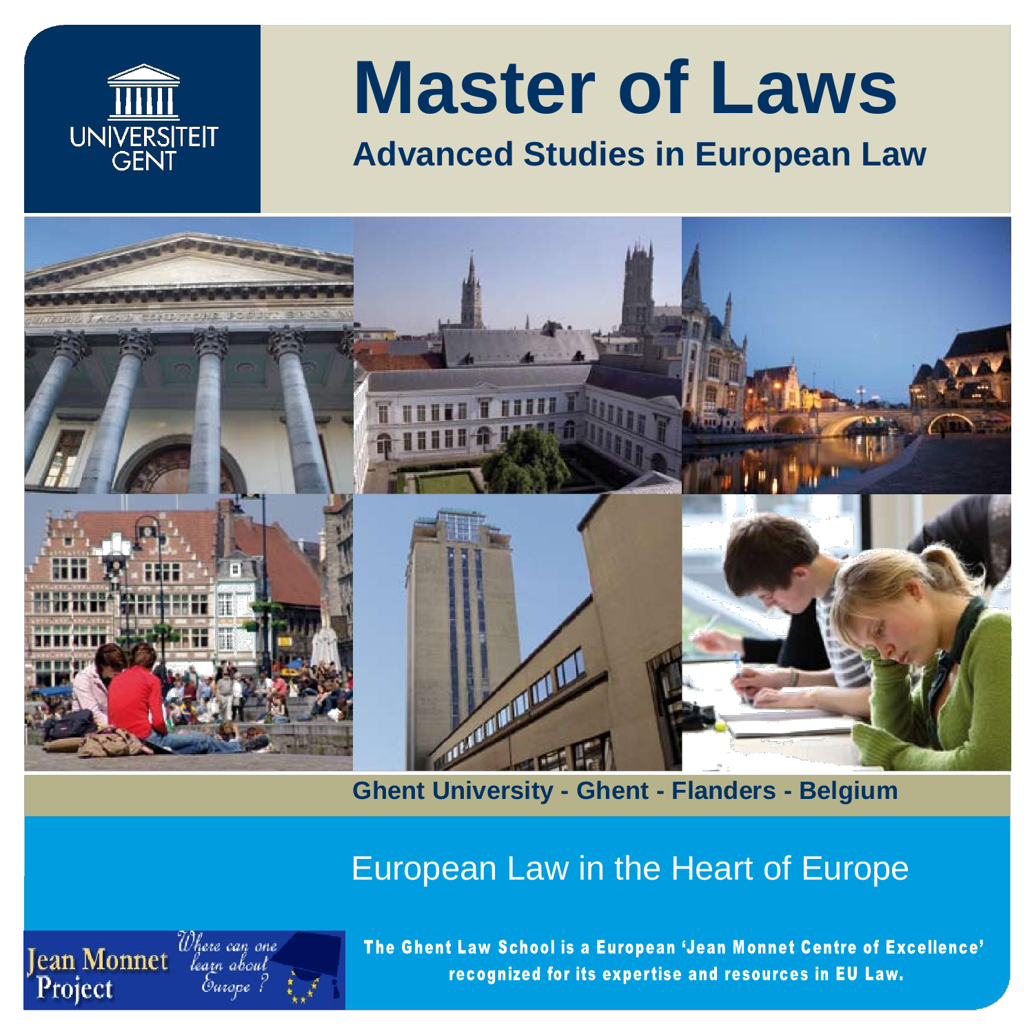UNIVERSITEIT GENT

# Master of Laws

## Advanced Studies in European Law

**Ghent University - Ghent - Flanders - Belgium**

European Law in the Heart of Europe

Jean Monnet Project

*Where can one learn about Europe?*

**The Ghent Law School is a European 'Jean Monnet Centre of Excellence' recognized for its expertise and resources in EU Law.**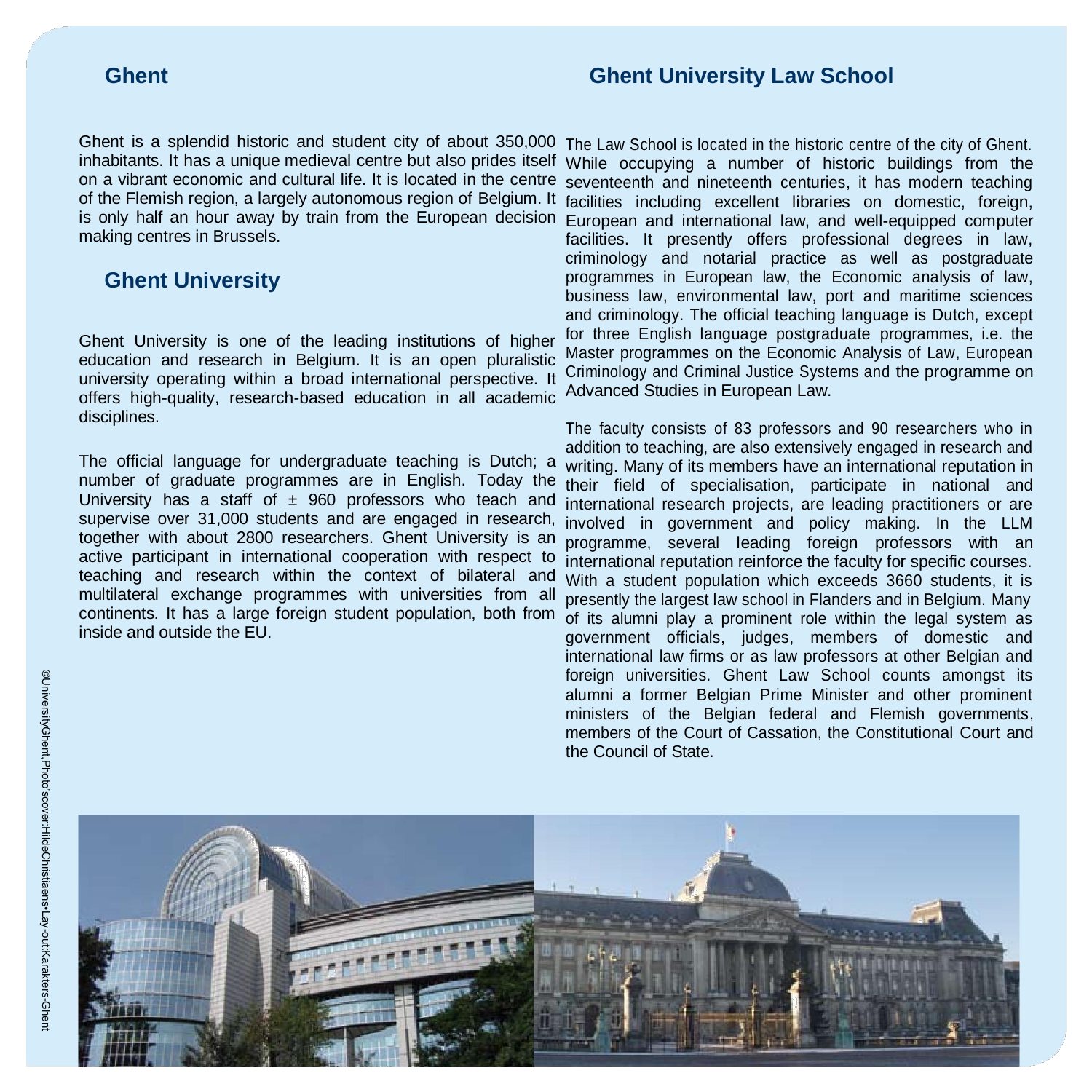## Ghent

Ghent is a splendid historic and student city of about 350,000 inhabitants. It has a unique medieval centre but also prides itself on a vibrant economic and cultural life. It is located in the centre of the Flemish region, a largely autonomous region of Belgium. It is only half an hour away by train from the European decision making centres in Brussels.

## Ghent University

Ghent University is one of the leading institutions of higher education and research in Belgium. It is an open pluralistic university operating within a broad international perspective. It offers high-quality, research-based education in all academic disciplines.

The official language for undergraduate teaching is Dutch; a number of graduate programmes are in English. Today the University has a staff of ± 960 professors who teach and supervise over 31,000 students and are engaged in research, together with about 2800 researchers. Ghent University is an active participant in international cooperation with respect to teaching and research within the context of bilateral and multilateral exchange programmes with universities from all continents. It has a large foreign student population, both from inside and outside the EU.

## Ghent University Law School

The Law School is located in the historic centre of the city of Ghent. While occupying a number of historic buildings from the seventeenth and nineteenth centuries, it has modern teaching facilities including excellent libraries on domestic, foreign, European and international law, and well-equipped computer facilities. It presently offers professional degrees in law, criminology and notarial practice as well as postgraduate programmes in European law, the Economic analysis of law, business law, environmental law, port and maritime sciences and criminology. The official teaching language is Dutch, except for three English language postgraduate programmes, i.e. the Master programmes on the Economic Analysis of Law, European Criminology and Criminal Justice Systems and the programme on Advanced Studies in European Law.

The faculty consists of 83 professors and 90 researchers who in addition to teaching, are also extensively engaged in research and writing. Many of its members have an international reputation in their field of specialisation, participate in national and international research projects, are leading practitioners or are involved in government and policy making. In the LLM programme, several leading foreign professors with an international reputation reinforce the faculty for specific courses. With a student population which exceeds 3660 students, it is presently the largest law school in Flanders and in Belgium. Many of its alumni play a prominent role within the legal system as government officials, judges, members of domestic and international law firms or as law professors at other Belgian and foreign universities. Ghent Law School counts amongst its alumni a former Belgian Prime Minister and other prominent ministers of the Belgian federal and Flemish governments, members of the Court of Cassation, the Constitutional Court and the Council of State.

©UniversityGhent,Photo'scover:HildeChristiaens•Lay-out:Karakters-Ghent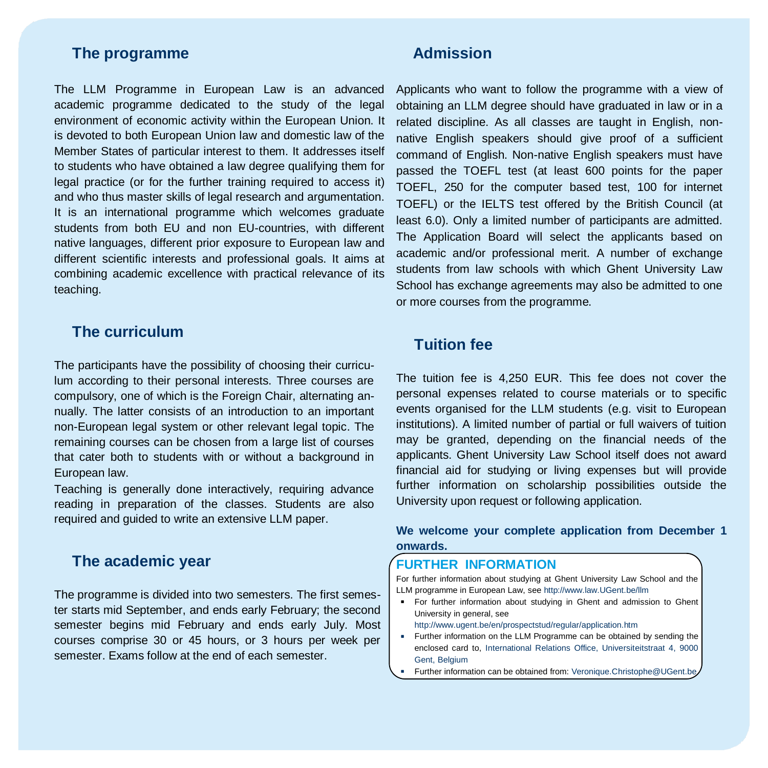## The programme

The LLM Programme in European Law is an advanced academic programme dedicated to the study of the legal environment of economic activity within the European Union. It is devoted to both European Union law and domestic law of the Member States of particular interest to them. It addresses itself to students who have obtained a law degree qualifying them for legal practice (or for the further training required to access it) and who thus master skills of legal research and argumentation. It is an international programme which welcomes graduate students from both EU and non EU-countries, with different native languages, different prior exposure to European law and different scientific interests and professional goals. It aims at combining academic excellence with practical relevance of its teaching.

## The curriculum

The participants have the possibility of choosing their curriculum according to their personal interests. Three courses are compulsory, one of which is the Foreign Chair, alternating annually. The latter consists of an introduction to an important non-European legal system or other relevant legal topic. The remaining courses can be chosen from a large list of courses that cater both to students with or without a background in European law.

Teaching is generally done interactively, requiring advance reading in preparation of the classes. Students are also required and guided to write an extensive LLM paper.

## The academic year

The programme is divided into two semesters. The first semester starts mid September, and ends early February; the second semester begins mid February and ends early July. Most courses comprise 30 or 45 hours, or 3 hours per week per semester. Exams follow at the end of each semester.

## Admission

Applicants who want to follow the programme with a view of obtaining an LLM degree should have graduated in law or in a related discipline. As all classes are taught in English, non-native English speakers should give proof of a sufficient command of English. Non-native English speakers must have passed the TOEFL test (at least 600 points for the paper TOEFL, 250 for the computer based test, 100 for internet TOEFL) or the IELTS test offered by the British Council (at least 6.0). Only a limited number of participants are admitted. The Application Board will select the applicants based on academic and/or professional merit. A number of exchange students from law schools with which Ghent University Law School has exchange agreements may also be admitted to one or more courses from the programme.

## Tuition fee

The tuition fee is 4,250 EUR. This fee does not cover the personal expenses related to course materials or to specific events organised for the LLM students (e.g. visit to European institutions). A limited number of partial or full waivers of tuition may be granted, depending on the financial needs of the applicants. Ghent University Law School itself does not award financial aid for studying or living expenses but will provide further information on scholarship possibilities outside the University upon request or following application.

**We welcome your complete application from December 1 onwards.**

### FURTHER INFORMATION

For further information about studying at Ghent University Law School and the LLM programme in European Law, see http://www.law.UGent.be/llm

- For further information about studying in Ghent and admission to Ghent University in general, see http://www.ugent.be/en/prospectstud/regular/application.htm
- Further information on the LLM Programme can be obtained by sending the enclosed card to, International Relations Office, Universiteitstraat 4, 9000 Gent, Belgium
- Further information can be obtained from: Veronique.Christophe@UGent.be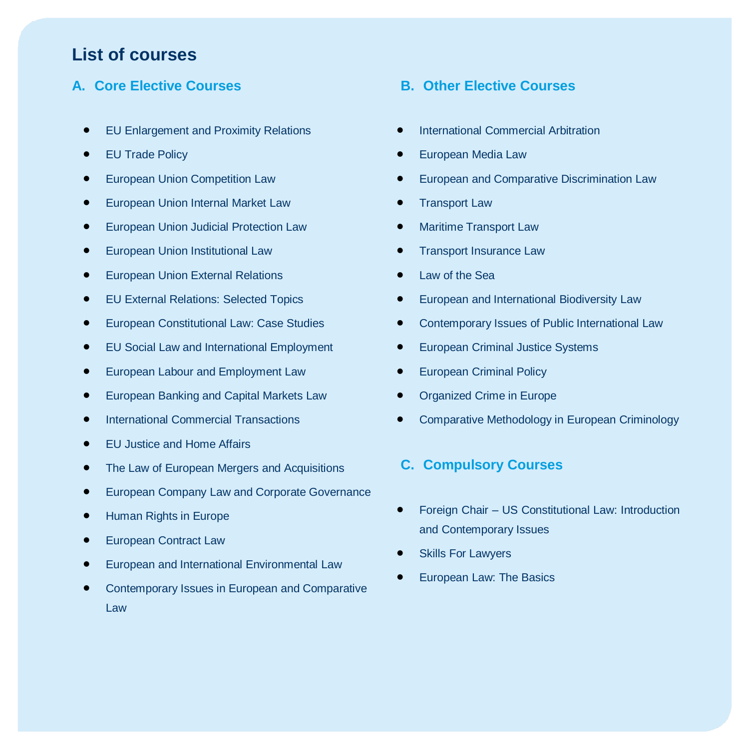## List of courses

### A. Core Elective Courses

- EU Enlargement and Proximity Relations
- EU Trade Policy
- European Union Competition Law
- European Union Internal Market Law
- European Union Judicial Protection Law
- European Union Institutional Law
- European Union External Relations
- EU External Relations: Selected Topics
- European Constitutional Law: Case Studies
- EU Social Law and International Employment
- European Labour and Employment Law
- European Banking and Capital Markets Law
- International Commercial Transactions
- EU Justice and Home Affairs
- The Law of European Mergers and Acquisitions
- European Company Law and Corporate Governance
- Human Rights in Europe
- European Contract Law
- European and International Environmental Law
- Contemporary Issues in European and Comparative Law

### B. Other Elective Courses

- International Commercial Arbitration
- European Media Law
- European and Comparative Discrimination Law
- Transport Law
- Maritime Transport Law
- Transport Insurance Law
- Law of the Sea
- European and International Biodiversity Law
- Contemporary Issues of Public International Law
- European Criminal Justice Systems
- European Criminal Policy
- Organized Crime in Europe
- Comparative Methodology in European Criminology

### C. Compulsory Courses

- Foreign Chair – US Constitutional Law: Introduction and Contemporary Issues
- Skills For Lawyers
- European Law: The Basics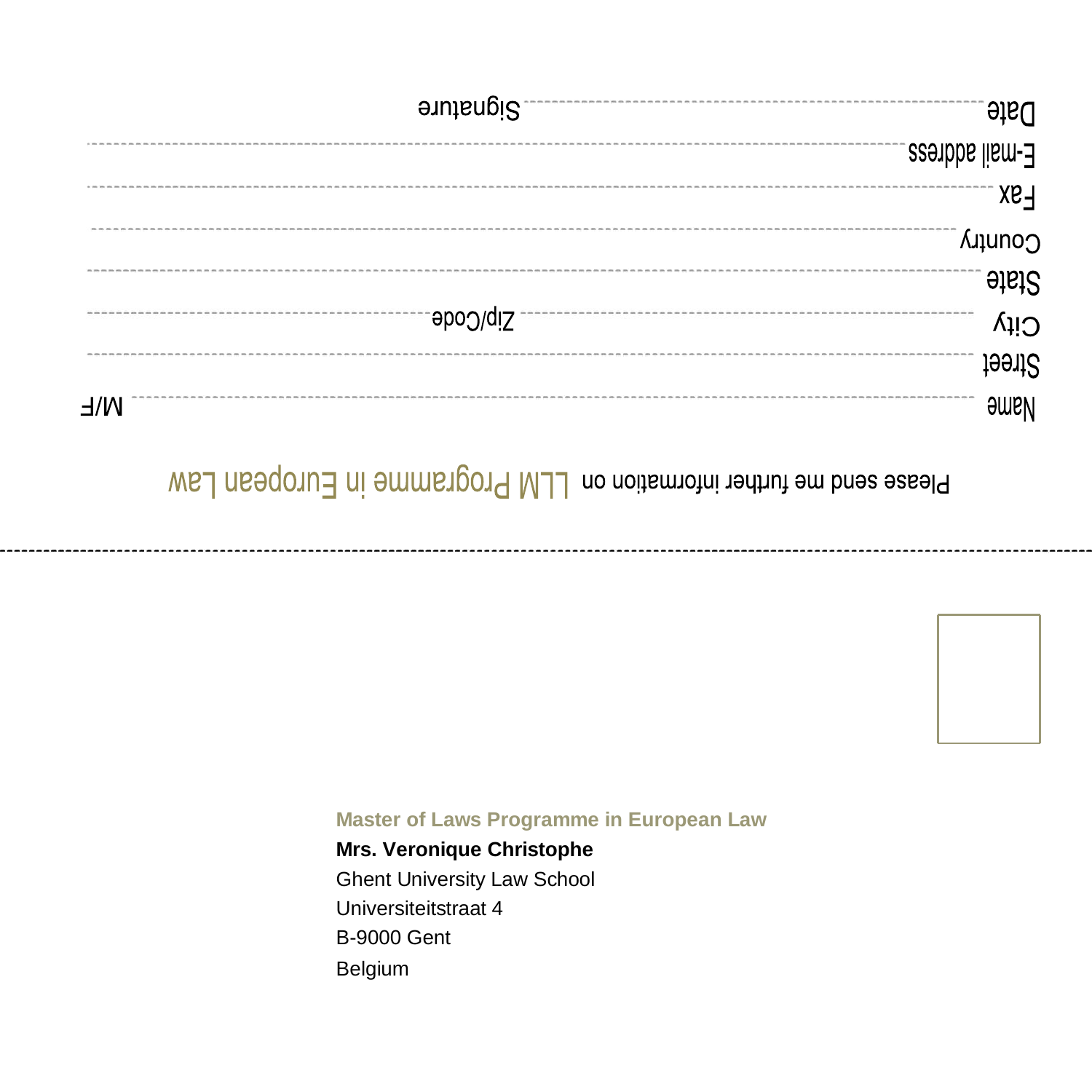Please send me further information on LLM Programme in European Law

Name ........................................ M/F

Street ........................................

City ........................................ Zip/Code ........................................

State ........................................

Country ........................................

Fax ........................................

E-mail address ........................................

Date ........................................ Signature

---

**Master of Laws Programme in European Law**

**Mrs. Veronique Christophe**

Ghent University Law School

Universiteitstraat 4

B-9000 Gent

Belgium